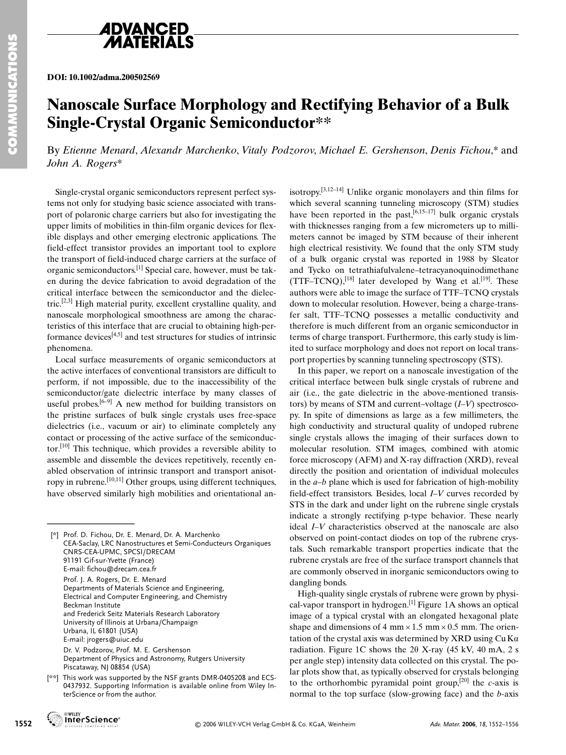DOI: 10.1002/adma.200502569

# Nanoscale Surface Morphology and Rectifying Behavior of a Bulk Single-Crystal Organic Semiconductor**

By *Etienne Menard*, *Alexandr Marchenko*, *Vitaly Podzorov*, *Michael E. Gershenson*, *Denis Fichou*,* and *John A. Rogers**

Single-crystal organic semiconductors represent perfect systems not only for studying basic science associated with transport of polaronic charge carriers but also for investigating the upper limits of mobilities in thin-film organic devices for flexible displays and other emerging electronic applications. The field-effect transistor provides an important tool to explore the transport of field-induced charge carriers at the surface of organic semiconductors.[1] Special care, however, must be taken during the device fabrication to avoid degradation of the critical interface between the semiconductor and the dielectric.[2,3] High material purity, excellent crystalline quality, and nanoscale morphological smoothness are among the characteristics of this interface that are crucial to obtaining high-performance devices[4,5] and test structures for studies of intrinsic phenomena.

Local surface measurements of organic semiconductors at the active interfaces of conventional transistors are difficult to perform, if not impossible, due to the inaccessibility of the semiconductor/gate dielectric interface by many classes of useful probes.[6–9] A new method for building transistors on the pristine surfaces of bulk single crystals uses free-space dielectrics (i.e., vacuum or air) to eliminate completely any contact or processing of the active surface of the semiconductor.[10] This technique, which provides a reversible ability to assemble and dissemble the devices repetitively, recently enabled observation of intrinsic transport and transport anisotropy in rubrene.[10,11] Other groups, using different techniques, have observed similarly high mobilities and orientational anisotropy.[3,12–14] Unlike organic monolayers and thin films for which several scanning tunneling microscopy (STM) studies have been reported in the past,[6,15–17] bulk organic crystals with thicknesses ranging from a few micrometers up to millimeters cannot be imaged by STM because of their inherent high electrical resistivity. We found that the only STM study of a bulk organic crystal was reported in 1988 by Sleator and Tycko on tetrathiafulvalene–tetracyanoquinodimethane (TTF–TCNQ),[18] later developed by Wang et al.[19]. These authors were able to image the surface of TTF–TCNQ crystals down to molecular resolution. However, being a charge-transfer salt, TTF–TCNQ possesses a metallic conductivity and therefore is much different from an organic semiconductor in terms of charge transport. Furthermore, this early study is limited to surface morphology and does not report on local transport properties by scanning tunneling spectroscopy (STS).

In this paper, we report on a nanoscale investigation of the critical interface between bulk single crystals of rubrene and air (i.e., the gate dielectric in the above-mentioned transistors) by means of STM and current–voltage ($I$–$V$) spectroscopy. In spite of dimensions as large as a few millimeters, the high conductivity and structural quality of undoped rubrene single crystals allows the imaging of their surfaces down to molecular resolution. STM images, combined with atomic force microscopy (AFM) and X-ray diffraction (XRD), reveal directly the position and orientation of individual molecules in the $a$–$b$ plane which is used for fabrication of high-mobility field-effect transistors. Besides, local $I$–$V$ curves recorded by STS in the dark and under light on the rubrene single crystals indicate a strongly rectifying p-type behavior. These nearly ideal $I$–$V$ characteristics observed at the nanoscale are also observed on point-contact diodes on top of the rubrene crystals. Such remarkable transport properties indicate that the rubrene crystals are free of the surface transport channels that are commonly observed in inorganic semiconductors owing to dangling bonds.

High-quality single crystals of rubrene were grown by physical-vapor transport in hydrogen.[1] Figure 1A shows an optical image of a typical crystal with an elongated hexagonal plate shape and dimensions of 4 mm × 1.5 mm × 0.5 mm. The orientation of the crystal axis was determined by XRD using Cu K$\alpha$ radiation. Figure 1C shows the 2$\theta$ X-ray (45 kV, 40 mA, 2 s per angle step) intensity data collected on this crystal. The polar plots show that, as typically observed for crystals belonging to the orthorhombic pyramidal point group,[20] the $c$-axis is normal to the top surface (slow-growing face) and the $b$-axis

---

[*] Prof. D. Fichou, Dr. E. Menard, Dr. A. Marchenko
CEA-Saclay, LRC Nanostructures et Semi-Conducteurs Organiques
CNRS-CEA-UPMC, SPCSI/DRECAM
91191 Gif-sur-Yvette (France)
E-mail: fichou@drecam.cea.fr

Prof. J. A. Rogers, Dr. E. Menard
Departments of Materials Science and Engineering,
Electrical and Computer Engineering, and Chemistry
Beckman Institute
and Frederick Seitz Materials Research Laboratory
University of Illinois at Urbana/Champaign
Urbana, IL 61801 (USA)
E-mail: jrogers@uiuc.edu

Dr. V. Podzorov, Prof. M. E. Gershenson
Department of Physics and Astronomy, Rutgers University
Piscataway, NJ 08854 (USA)

[**] This work was supported by the NSF grants DMR-0405208 and ECS-0437932. Supporting Information is available online from Wiley InterScience or from the author.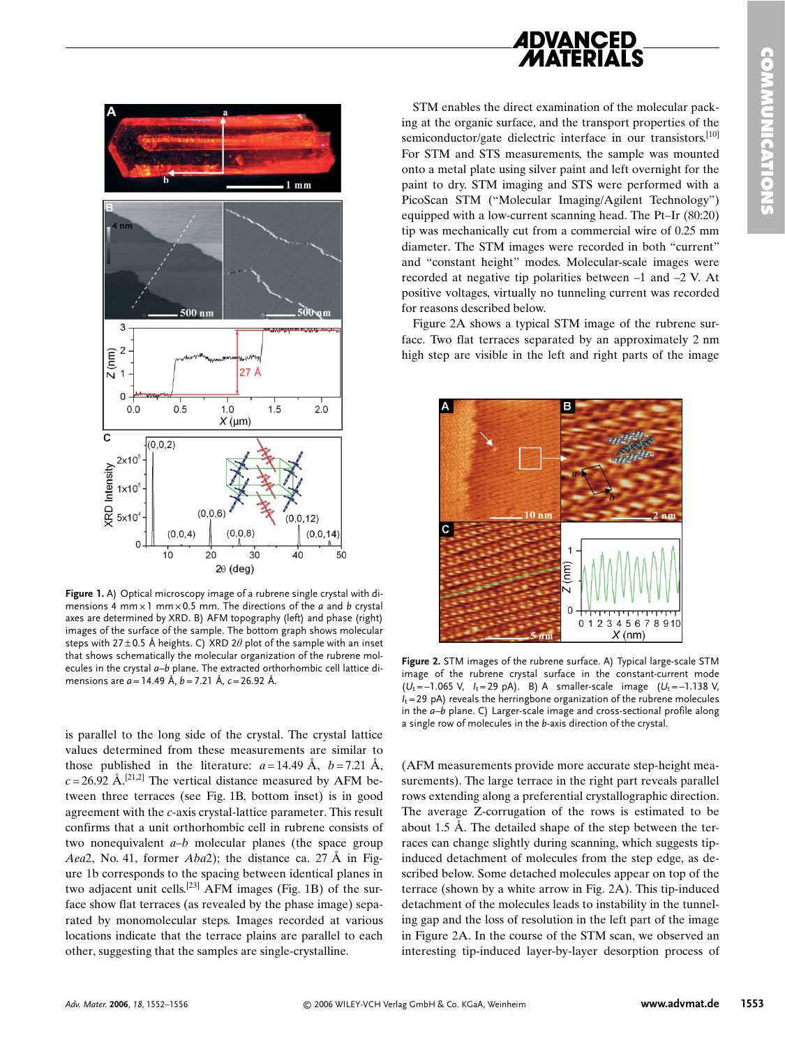**Figure 1.** A) Optical microscopy image of a rubrene single crystal with dimensions 4 mm × 1 mm × 0.5 mm. The directions of the *a* and *b* crystal axes are determined by XRD. B) AFM topography (left) and phase (right) images of the surface of the sample. The bottom graph shows molecular steps with 27 ± 0.5 Å heights. C) XRD 2$\theta$ plot of the sample with an inset that shows schematically the molecular organization of the rubrene molecules in the crystal *a*–*b* plane. The extracted orthorhombic cell lattice dimensions are *a* = 14.49 Å, *b* = 7.21 Å, *c* = 26.92 Å.

is parallel to the long side of the crystal. The crystal lattice values determined from these measurements are similar to those published in the literature: *a* = 14.49 Å, *b* = 7.21 Å, *c* = 26.92 Å.[21,2] The vertical distance measured by AFM between three terraces (see Fig. 1B, bottom inset) is in good agreement with the *c*-axis crystal-lattice parameter. This result confirms that a unit orthorhombic cell in rubrene consists of two nonequivalent *a*–*b* molecular planes (the space group *Aea*2, No. 41, former *Aba*2); the distance ca. 27 Å in Figure 1b corresponds to the spacing between identical planes in two adjacent unit cells.[23] AFM images (Fig. 1B) of the surface show flat terraces (as revealed by the phase image) separated by monomolecular steps. Images recorded at various locations indicate that the terrace plains are parallel to each other, suggesting that the samples are single-crystalline.

STM enables the direct examination of the molecular packing at the organic surface, and the transport properties of the semiconductor/gate dielectric interface in our transistors.[10] For STM and STS measurements, the sample was mounted onto a metal plate using silver paint and left overnight for the paint to dry. STM imaging and STS were performed with a PicoScan STM ("Molecular Imaging/Agilent Technology") equipped with a low-current scanning head. The Pt–Ir (80:20) tip was mechanically cut from a commercial wire of 0.25 mm diameter. The STM images were recorded in both "current" and "constant height" modes. Molecular-scale images were recorded at negative tip polarities between –1 and –2 V. At positive voltages, virtually no tunneling current was recorded for reasons described below.

Figure 2A shows a typical STM image of the rubrene surface. Two flat terraces separated by an approximately 2 nm high step are visible in the left and right parts of the image (AFM measurements provide more accurate step-height measurements). The large terrace in the right part reveals parallel rows extending along a preferential crystallographic direction. The average Z-corrugation of the rows is estimated to be about 1.5 Å. The detailed shape of the step between the terraces can change slightly during scanning, which suggests tip-induced detachment of molecules from the step edge, as described below. Some detached molecules appear on top of the terrace (shown by a white arrow in Fig. 2A). This tip-induced detachment of the molecules leads to instability in the tunneling gap and the loss of resolution in the left part of the image in Figure 2A. In the course of the STM scan, we observed an interesting tip-induced layer-by-layer desorption process of

**Figure 2.** STM images of the rubrene surface. A) Typical large-scale STM image of the rubrene crystal surface in the constant-current mode ($U_t$ = –1.065 V, $I_t$ = 29 pA). B) A smaller-scale image ($U_t$ = –1.138 V, $I_t$ = 29 pA) reveals the herringbone organization of the rubrene molecules in the *a*–*b* plane. C) Larger-scale image and cross-sectional profile along a single row of molecules in the *b*-axis direction of the crystal.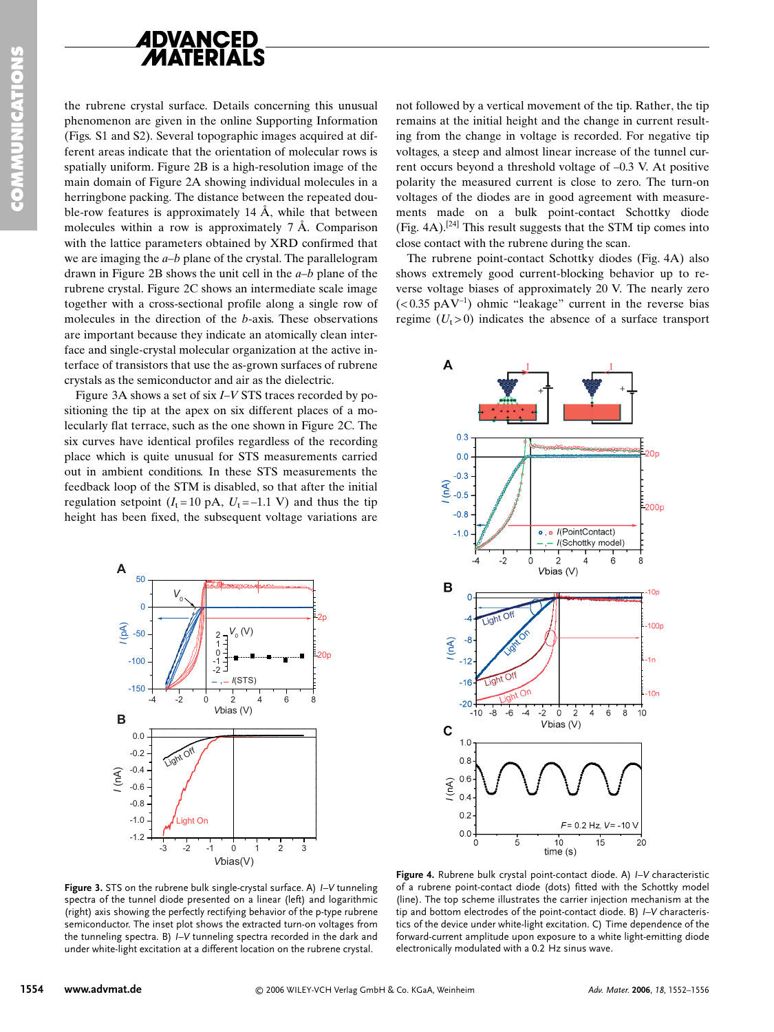the rubrene crystal surface. Details concerning this unusual phenomenon are given in the online Supporting Information (Figs. S1 and S2). Several topographic images acquired at different areas indicate that the orientation of molecular rows is spatially uniform. Figure 2B is a high-resolution image of the main domain of Figure 2A showing individual molecules in a herringbone packing. The distance between the repeated double-row features is approximately 14 Å, while that between molecules within a row is approximately 7 Å. Comparison with the lattice parameters obtained by XRD confirmed that we are imaging the *a*–*b* plane of the crystal. The parallelogram drawn in Figure 2B shows the unit cell in the *a*–*b* plane of the rubrene crystal. Figure 2C shows an intermediate scale image together with a cross-sectional profile along a single row of molecules in the direction of the *b*-axis. These observations are important because they indicate an atomically clean interface and single-crystal molecular organization at the active interface of transistors that use the as-grown surfaces of rubrene crystals as the semiconductor and air as the dielectric.

Figure 3A shows a set of six *I*–*V* STS traces recorded by positioning the tip at the apex on six different places of a molecularly flat terrace, such as the one shown in Figure 2C. The six curves have identical profiles regardless of the recording place which is quite unusual for STS measurements carried out in ambient conditions. In these STS measurements the feedback loop of the STM is disabled, so that after the initial regulation setpoint ($I_t = 10$ pA, $U_t = -1.1$ V) and thus the tip height has been fixed, the subsequent voltage variations are not followed by a vertical movement of the tip. Rather, the tip remains at the initial height and the change in current resulting from the change in voltage is recorded. For negative tip voltages, a steep and almost linear increase of the tunnel current occurs beyond a threshold voltage of –0.3 V. At positive polarity the measured current is close to zero. The turn-on voltages of the diodes are in good agreement with measurements made on a bulk point-contact Schottky diode (Fig. 4A).[24] This result suggests that the STM tip comes into close contact with the rubrene during the scan.

The rubrene point-contact Schottky diodes (Fig. 4A) also shows extremely good current-blocking behavior up to reverse voltage biases of approximately 20 V. The nearly zero ($<0.35$ pA$V^{-1}$) ohmic "leakage" current in the reverse bias regime ($U_t > 0$) indicates the absence of a surface transport

**Figure 3.** STS on the rubrene bulk single-crystal surface. A) *I*–*V* tunneling spectra of the tunnel diode presented on a linear (left) and logarithmic (right) axis showing the perfectly rectifying behavior of the p-type rubrene semiconductor. The inset plot shows the extracted turn-on voltages from the tunneling spectra. B) *I*–*V* tunneling spectra recorded in the dark and under white-light excitation at a different location on the rubrene crystal.

**Figure 4.** Rubrene bulk crystal point-contact diode. A) *I*–*V* characteristic of a rubrene point-contact diode (dots) fitted with the Schottky model (line). The top scheme illustrates the carrier injection mechanism at the tip and bottom electrodes of the point-contact diode. B) *I*–*V* characteristics of the device under white-light excitation. C) Time dependence of the forward-current amplitude upon exposure to a white light-emitting diode electronically modulated with a 0.2 Hz sinus wave.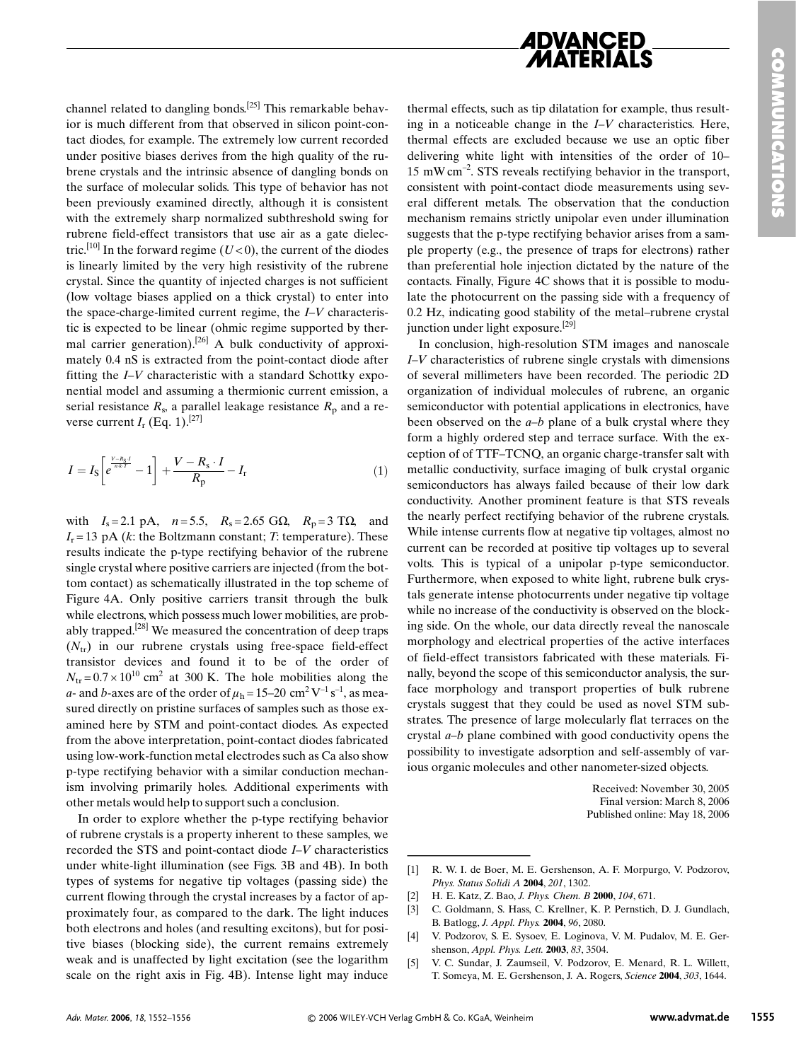channel related to dangling bonds.[25] This remarkable behavior is much different from that observed in silicon point-contact diodes, for example. The extremely low current recorded under positive biases derives from the high quality of the rubrene crystals and the intrinsic absence of dangling bonds on the surface of molecular solids. This type of behavior has not been previously examined directly, although it is consistent with the extremely sharp normalized subthreshold swing for rubrene field-effect transistors that use air as a gate dielectric.[10] In the forward regime ($U<0$), the current of the diodes is linearly limited by the very high resistivity of the rubrene crystal. Since the quantity of injected charges is not sufficient (low voltage biases applied on a thick crystal) to enter into the space-charge-limited current regime, the *I–V* characteristic is expected to be linear (ohmic regime supported by thermal carrier generation).[26] A bulk conductivity of approximately 0.4 nS is extracted from the point-contact diode after fitting the *I–V* characteristic with a standard Schottky exponential model and assuming a thermionic current emission, a serial resistance $R_s$, a parallel leakage resistance $R_p$ and a reverse current $I_r$ (Eq. 1).[27]

$$I = I_S\left[e^{\frac{V-R_S\cdot I}{nkT}}-1\right]+\frac{V-R_s\cdot I}{R_p}-I_r \tag{1}$$

with $I_s = 2.1$ pA, $n = 5.5$, $R_s = 2.65$ GΩ, $R_p = 3$ TΩ, and $I_r = 13$ pA ($k$: the Boltzmann constant; $T$: temperature). These results indicate the p-type rectifying behavior of the rubrene single crystal where positive carriers are injected (from the bottom contact) as schematically illustrated in the top scheme of Figure 4A. Only positive carriers transit through the bulk while electrons, which possess much lower mobilities, are probably trapped.[28] We measured the concentration of deep traps ($N_{tr}$) in our rubrene crystals using free-space field-effect transistor devices and found it to be of the order of $N_{tr} = 0.7\times10^{10}$ cm$^2$ at 300 K. The hole mobilities along the *a*- and *b*-axes are of the order of $\mu_h = 15$–$20$ cm$^2$ V$^{-1}$ s$^{-1}$, as measured directly on pristine surfaces of samples such as those examined here by STM and point-contact diodes. As expected from the above interpretation, point-contact diodes fabricated using low-work-function metal electrodes such as Ca also show p-type rectifying behavior with a similar conduction mechanism involving primarily holes. Additional experiments with other metals would help to support such a conclusion.

In order to explore whether the p-type rectifying behavior of rubrene crystals is a property inherent to these samples, we recorded the STS and point-contact diode *I–V* characteristics under white-light illumination (see Figs. 3B and 4B). In both types of systems for negative tip voltages (passing side) the current flowing through the crystal increases by a factor of approximately four, as compared to the dark. The light induces both electrons and holes (and resulting excitons), but for positive biases (blocking side), the current remains extremely weak and is unaffected by light excitation (see the logarithm scale on the right axis in Fig. 4B). Intense light may induce thermal effects, such as tip dilatation for example, thus resulting in a noticeable change in the *I–V* characteristics. Here, thermal effects are excluded because we use an optic fiber delivering white light with intensities of the order of 10–15 mW cm$^{-2}$. STS reveals rectifying behavior in the transport, consistent with point-contact diode measurements using several different metals. The observation that the conduction mechanism remains strictly unipolar even under illumination suggests that the p-type rectifying behavior arises from a sample property (e.g., the presence of traps for electrons) rather than preferential hole injection dictated by the nature of the contacts. Finally, Figure 4C shows that it is possible to modulate the photocurrent on the passing side with a frequency of 0.2 Hz, indicating good stability of the metal–rubrene crystal junction under light exposure.[29]

In conclusion, high-resolution STM images and nanoscale *I–V* characteristics of rubrene single crystals with dimensions of several millimeters have been recorded. The periodic 2D organization of individual molecules of rubrene, an organic semiconductor with potential applications in electronics, have been observed on the *a–b* plane of a bulk crystal where they form a highly ordered step and terrace surface. With the exception of of TTF–TCNQ, an organic charge-transfer salt with metallic conductivity, surface imaging of bulk crystal organic semiconductors has always failed because of their low dark conductivity. Another prominent feature is that STS reveals the nearly perfect rectifying behavior of the rubrene crystals. While intense currents flow at negative tip voltages, almost no current can be recorded at positive tip voltages up to several volts. This is typical of a unipolar p-type semiconductor. Furthermore, when exposed to white light, rubrene bulk crystals generate intense photocurrents under negative tip voltage while no increase of the conductivity is observed on the blocking side. On the whole, our data directly reveal the nanoscale morphology and electrical properties of the active interfaces of field-effect transistors fabricated with these materials. Finally, beyond the scope of this semiconductor analysis, the surface morphology and transport properties of bulk rubrene crystals suggest that they could be used as novel STM substrates. The presence of large molecularly flat terraces on the crystal *a–b* plane combined with good conductivity opens the possibility to investigate adsorption and self-assembly of various organic molecules and other nanometer-sized objects.

Received: November 30, 2005
Final version: March 8, 2006
Published online: May 18, 2006

---

[1] R. W. I. de Boer, M. E. Gershenson, A. F. Morpurgo, V. Podzorov, *Phys. Status Solidi A* **2004**, *201*, 1302.

[2] H. E. Katz, Z. Bao, *J. Phys. Chem. B* **2000**, *104*, 671.

[3] C. Goldmann, S. Hass, C. Krellner, K. P. Pernstich, D. J. Gundlach, B. Batlogg, *J. Appl. Phys.* **2004**, *96*, 2080.

[4] V. Podzorov, S. E. Sysoev, E. Loginova, V. M. Pudalov, M. E. Gershenson, *Appl. Phys. Lett.* **2003**, *83*, 3504.

[5] V. C. Sundar, J. Zaumseil, V. Podzorov, E. Menard, R. L. Willett, T. Someya, M. E. Gershenson, J. A. Rogers, *Science* **2004**, *303*, 1644.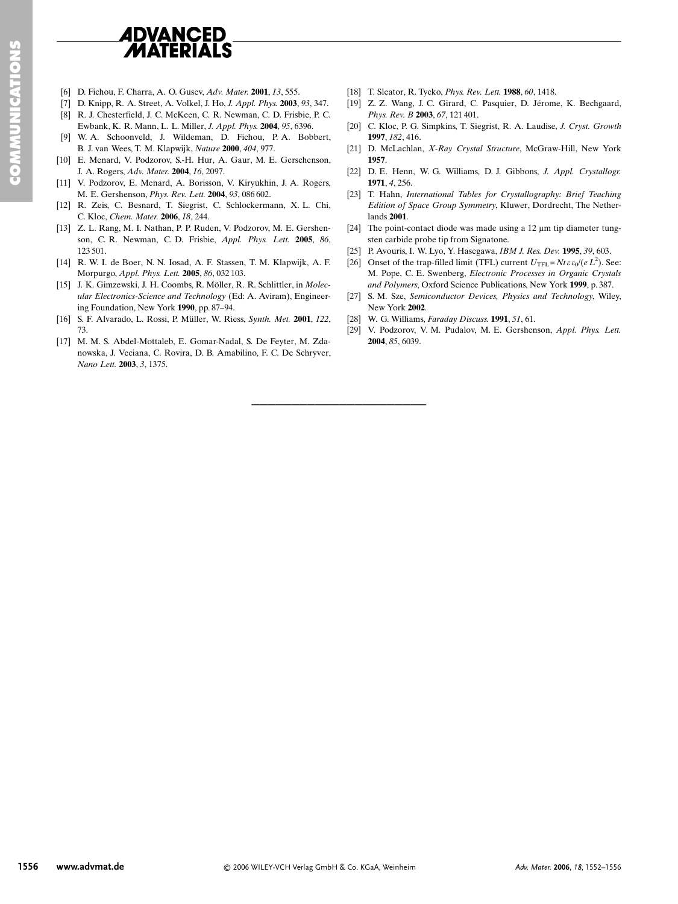[6] D. Fichou, F. Charra, A. O. Gusev, *Adv. Mater.* **2001**, *13*, 555.

[7] D. Knipp, R. A. Street, A. Volkel, J. Ho, *J. Appl. Phys.* **2003**, *93*, 347.

[8] R. J. Chesterfield, J. C. McKeen, C. R. Newman, C. D. Frisbie, P. C. Ewbank, K. R. Mann, L. L. Miller, *J. Appl. Phys.* **2004**, *95*, 6396.

[9] W. A. Schoonveld, J. Wildeman, D. Fichou, P. A. Bobbert, B. J. van Wees, T. M. Klapwijk, *Nature* **2000**, *404*, 977.

[10] E. Menard, V. Podzorov, S.-H. Hur, A. Gaur, M. E. Gerschenson, J. A. Rogers, *Adv. Mater.* **2004**, *16*, 2097.

[11] V. Podzorov, E. Menard, A. Borisson, V. Kiryukhin, J. A. Rogers, M. E. Gershenson, *Phys. Rev. Lett.* **2004**, *93*, 086 602.

[12] R. Zeis, C. Besnard, T. Siegrist, C. Schlockermann, X. L. Chi, C. Kloc, *Chem. Mater.* **2006**, *18*, 244.

[13] Z. L. Rang, M. I. Nathan, P. P. Ruden, V. Podzorov, M. E. Gershenson, C. R. Newman, C. D. Frisbie, *Appl. Phys. Lett.* **2005**, *86*, 123 501.

[14] R. W. I. de Boer, N. N. Iosad, A. F. Stassen, T. M. Klapwijk, A. F. Morpurgo, *Appl. Phys. Lett.* **2005**, *86*, 032 103.

[15] J. K. Gimzewski, J. H. Coombs, R. Möller, R. R. Schlittler, in *Molecular Electronics-Science and Technology* (Ed: A. Aviram), Engineering Foundation, New York **1990**, pp. 87–94.

[16] S. F. Alvarado, L. Rossi, P. Müller, W. Riess, *Synth. Met.* **2001**, *122*, 73.

[17] M. M. S. Abdel-Mottaleb, E. Gomar-Nadal, S. De Feyter, M. Zdanowska, J. Veciana, C. Rovira, D. B. Amabilino, F. C. De Schryver, *Nano Lett.* **2003**, *3*, 1375.

[18] T. Sleator, R. Tycko, *Phys. Rev. Lett.* **1988**, *60*, 1418.

[19] Z. Z. Wang, J. C. Girard, C. Pasquier, D. Jérome, K. Bechgaard, *Phys. Rev. B* **2003**, *67*, 121 401.

[20] C. Kloc, P. G. Simpkins, T. Siegrist, R. A. Laudise, *J. Cryst. Growth* **1997**, *182*, 416.

[21] D. McLachlan, *X-Ray Crystal Structure*, McGraw-Hill, New York **1957**.

[22] D. E. Henn, W. G. Williams, D. J. Gibbons, *J. Appl. Crystallogr.* **1971**, *4*, 256.

[23] T. Hahn, *International Tables for Crystallography: Brief Teaching Edition of Space Group Symmetry*, Kluwer, Dordrecht, The Netherlands **2001**.

[24] The point-contact diode was made using a 12 μm tip diameter tungsten carbide probe tip from Signatone.

[25] P. Avouris, I. W. Lyo, Y. Hasegawa, *IBM J. Res. Dev.* **1995**, *39*, 603.

[26] Onset of the trap-filled limit (TFL) current $U_{TFL} = Nt\varepsilon\varepsilon_0/(eL^2)$. See: M. Pope, C. E. Swenberg, *Electronic Processes in Organic Crystals and Polymers*, Oxford Science Publications, New York **1999**, p. 387.

[27] S. M. Sze, *Semiconductor Devices, Physics and Technology*, Wiley, New York **2002**.

[28] W. G. Williams, *Faraday Discuss.* **1991**, *51*, 61.

[29] V. Podzorov, V. M. Pudalov, M. E. Gershenson, *Appl. Phys. Lett.* **2004**, *85*, 6039.